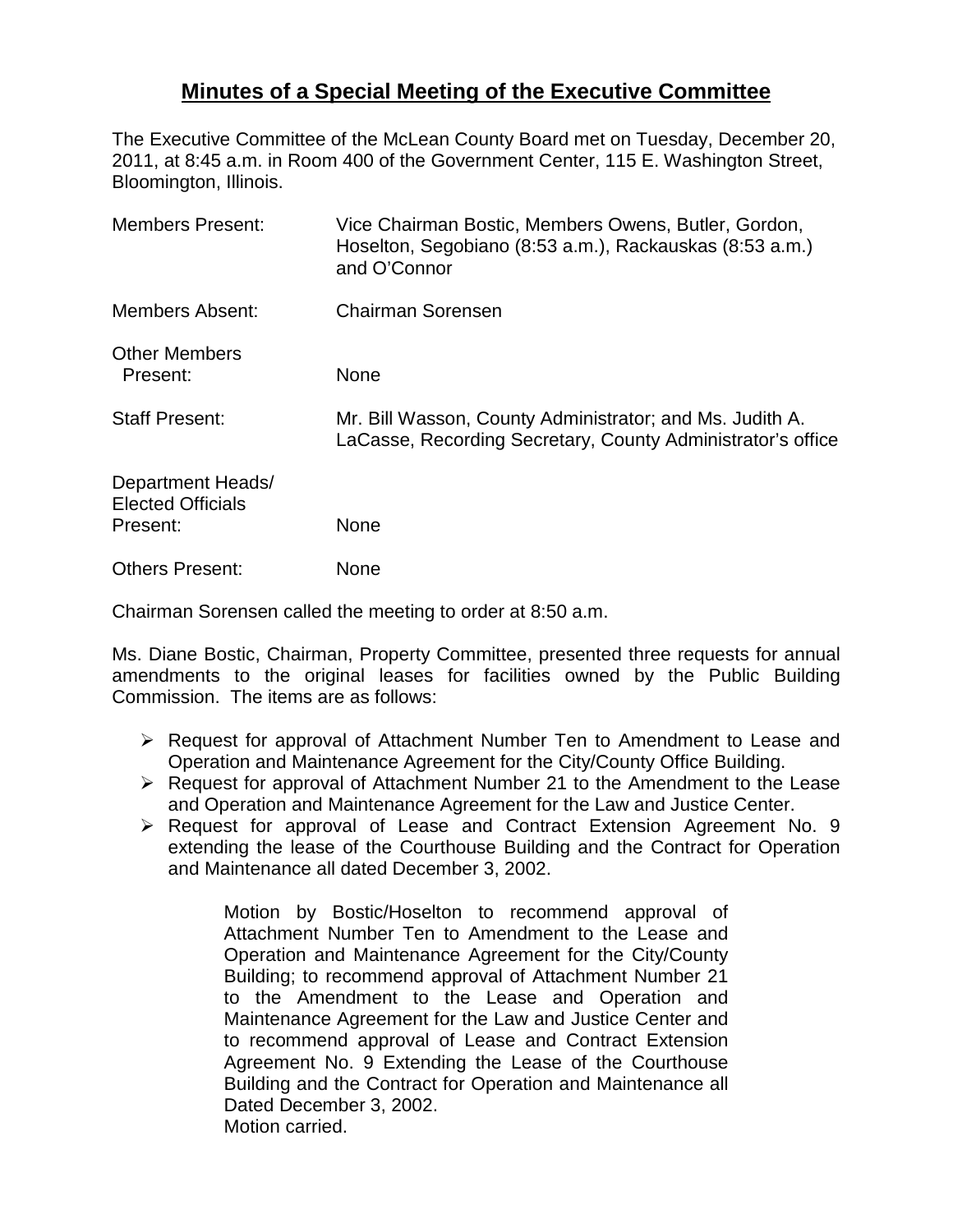# Minutes of a Special Meeting of the Executive Committee

The Executive Committee of the McLean County Board met on Tuesday, December 20, 2011, at 8:45 a.m. in Room 400 of the Government Center, 115 E. Washington Street, Bloomington, Illinois.

| | |
|---|---|
| Members Present: | Vice Chairman Bostic, Members Owens, Butler, Gordon, Hoselton, Segobiano (8:53 a.m.), Rackauskas (8:53 a.m.) and O'Connor |
| Members Absent: | Chairman Sorensen |
| Other Members Present: | None |
| Staff Present: | Mr. Bill Wasson, County Administrator; and Ms. Judith A. LaCasse, Recording Secretary, County Administrator's office |
| Department Heads/ Elected Officials Present: | None |
| Others Present: | None |

Chairman Sorensen called the meeting to order at 8:50 a.m.

Ms. Diane Bostic, Chairman, Property Committee, presented three requests for annual amendments to the original leases for facilities owned by the Public Building Commission. The items are as follows:

- Request for approval of Attachment Number Ten to Amendment to Lease and Operation and Maintenance Agreement for the City/County Office Building.
- Request for approval of Attachment Number 21 to the Amendment to the Lease and Operation and Maintenance Agreement for the Law and Justice Center.
- Request for approval of Lease and Contract Extension Agreement No. 9 extending the lease of the Courthouse Building and the Contract for Operation and Maintenance all dated December 3, 2002.

> Motion by Bostic/Hoselton to recommend approval of Attachment Number Ten to Amendment to the Lease and Operation and Maintenance Agreement for the City/County Building; to recommend approval of Attachment Number 21 to the Amendment to the Lease and Operation and Maintenance Agreement for the Law and Justice Center and to recommend approval of Lease and Contract Extension Agreement No. 9 Extending the Lease of the Courthouse Building and the Contract for Operation and Maintenance all Dated December 3, 2002.
> Motion carried.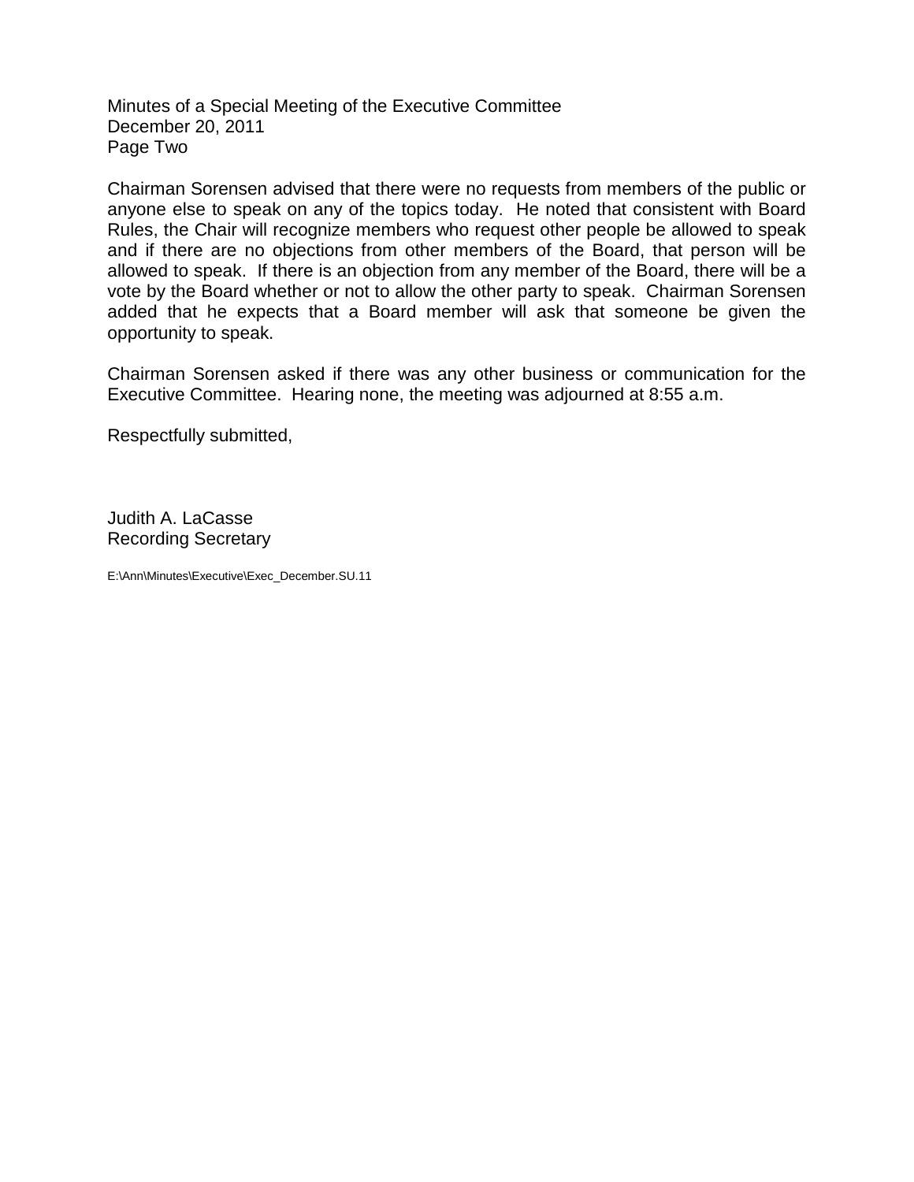Chairman Sorensen advised that there were no requests from members of the public or anyone else to speak on any of the topics today. He noted that consistent with Board Rules, the Chair will recognize members who request other people be allowed to speak and if there are no objections from other members of the Board, that person will be allowed to speak. If there is an objection from any member of the Board, there will be a vote by the Board whether or not to allow the other party to speak. Chairman Sorensen added that he expects that a Board member will ask that someone be given the opportunity to speak.

Chairman Sorensen asked if there was any other business or communication for the Executive Committee. Hearing none, the meeting was adjourned at 8:55 a.m.

Respectfully submitted,

Judith A. LaCasse
Recording Secretary

E:\Ann\Minutes\Executive\Exec_December.SU.11